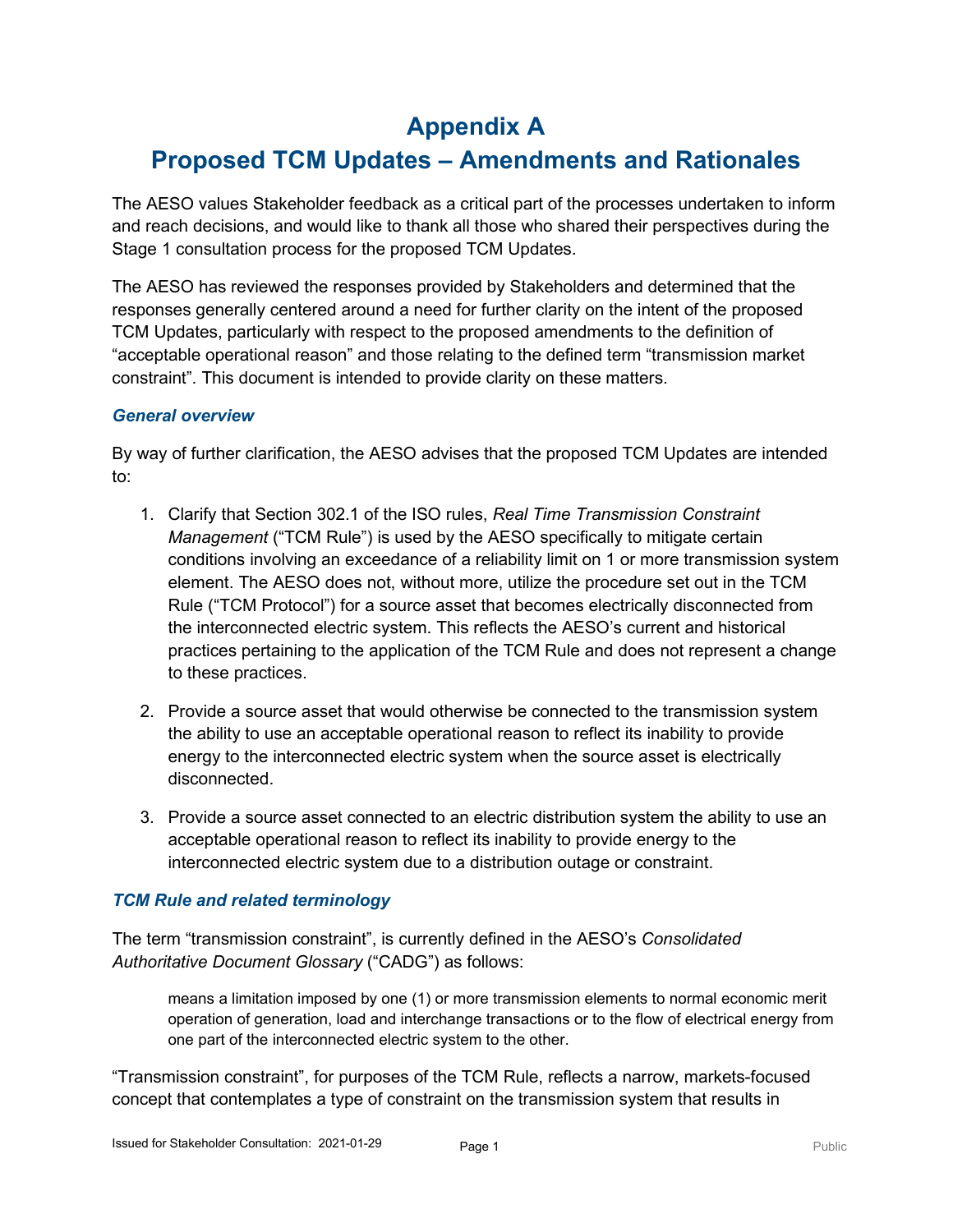# Appendix A

# Proposed TCM Updates – Amendments and Rationales

The AESO values Stakeholder feedback as a critical part of the processes undertaken to inform and reach decisions, and would like to thank all those who shared their perspectives during the Stage 1 consultation process for the proposed TCM Updates.

The AESO has reviewed the responses provided by Stakeholders and determined that the responses generally centered around a need for further clarity on the intent of the proposed TCM Updates, particularly with respect to the proposed amendments to the definition of "acceptable operational reason" and those relating to the defined term "transmission market constraint". This document is intended to provide clarity on these matters.

### *General overview*

By way of further clarification, the AESO advises that the proposed TCM Updates are intended to:

1. Clarify that Section 302.1 of the ISO rules, *Real Time Transmission Constraint Management* ("TCM Rule") is used by the AESO specifically to mitigate certain conditions involving an exceedance of a reliability limit on 1 or more transmission system element. The AESO does not, without more, utilize the procedure set out in the TCM Rule ("TCM Protocol") for a source asset that becomes electrically disconnected from the interconnected electric system. This reflects the AESO's current and historical practices pertaining to the application of the TCM Rule and does not represent a change to these practices.
2. Provide a source asset that would otherwise be connected to the transmission system the ability to use an acceptable operational reason to reflect its inability to provide energy to the interconnected electric system when the source asset is electrically disconnected.
3. Provide a source asset connected to an electric distribution system the ability to use an acceptable operational reason to reflect its inability to provide energy to the interconnected electric system due to a distribution outage or constraint.

### *TCM Rule and related terminology*

The term "transmission constraint", is currently defined in the AESO's *Consolidated Authoritative Document Glossary* ("CADG") as follows:

> means a limitation imposed by one (1) or more transmission elements to normal economic merit operation of generation, load and interchange transactions or to the flow of electrical energy from one part of the interconnected electric system to the other.

"Transmission constraint", for purposes of the TCM Rule, reflects a narrow, markets-focused concept that contemplates a type of constraint on the transmission system that results in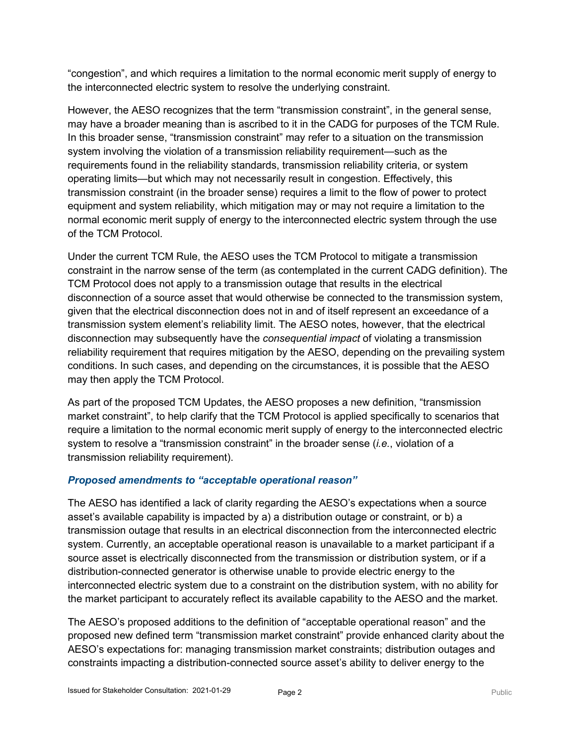"congestion", and which requires a limitation to the normal economic merit supply of energy to the interconnected electric system to resolve the underlying constraint.

However, the AESO recognizes that the term "transmission constraint", in the general sense, may have a broader meaning than is ascribed to it in the CADG for purposes of the TCM Rule. In this broader sense, "transmission constraint" may refer to a situation on the transmission system involving the violation of a transmission reliability requirement—such as the requirements found in the reliability standards, transmission reliability criteria, or system operating limits—but which may not necessarily result in congestion. Effectively, this transmission constraint (in the broader sense) requires a limit to the flow of power to protect equipment and system reliability, which mitigation may or may not require a limitation to the normal economic merit supply of energy to the interconnected electric system through the use of the TCM Protocol.

Under the current TCM Rule, the AESO uses the TCM Protocol to mitigate a transmission constraint in the narrow sense of the term (as contemplated in the current CADG definition). The TCM Protocol does not apply to a transmission outage that results in the electrical disconnection of a source asset that would otherwise be connected to the transmission system, given that the electrical disconnection does not in and of itself represent an exceedance of a transmission system element's reliability limit. The AESO notes, however, that the electrical disconnection may subsequently have the *consequential impact* of violating a transmission reliability requirement that requires mitigation by the AESO, depending on the prevailing system conditions. In such cases, and depending on the circumstances, it is possible that the AESO may then apply the TCM Protocol.

As part of the proposed TCM Updates, the AESO proposes a new definition, "transmission market constraint", to help clarify that the TCM Protocol is applied specifically to scenarios that require a limitation to the normal economic merit supply of energy to the interconnected electric system to resolve a "transmission constraint" in the broader sense (*i.e.*, violation of a transmission reliability requirement).

### *Proposed amendments to "acceptable operational reason"*

The AESO has identified a lack of clarity regarding the AESO's expectations when a source asset's available capability is impacted by a) a distribution outage or constraint, or b) a transmission outage that results in an electrical disconnection from the interconnected electric system. Currently, an acceptable operational reason is unavailable to a market participant if a source asset is electrically disconnected from the transmission or distribution system, or if a distribution-connected generator is otherwise unable to provide electric energy to the interconnected electric system due to a constraint on the distribution system, with no ability for the market participant to accurately reflect its available capability to the AESO and the market.

The AESO's proposed additions to the definition of "acceptable operational reason" and the proposed new defined term "transmission market constraint" provide enhanced clarity about the AESO's expectations for: managing transmission market constraints; distribution outages and constraints impacting a distribution-connected source asset's ability to deliver energy to the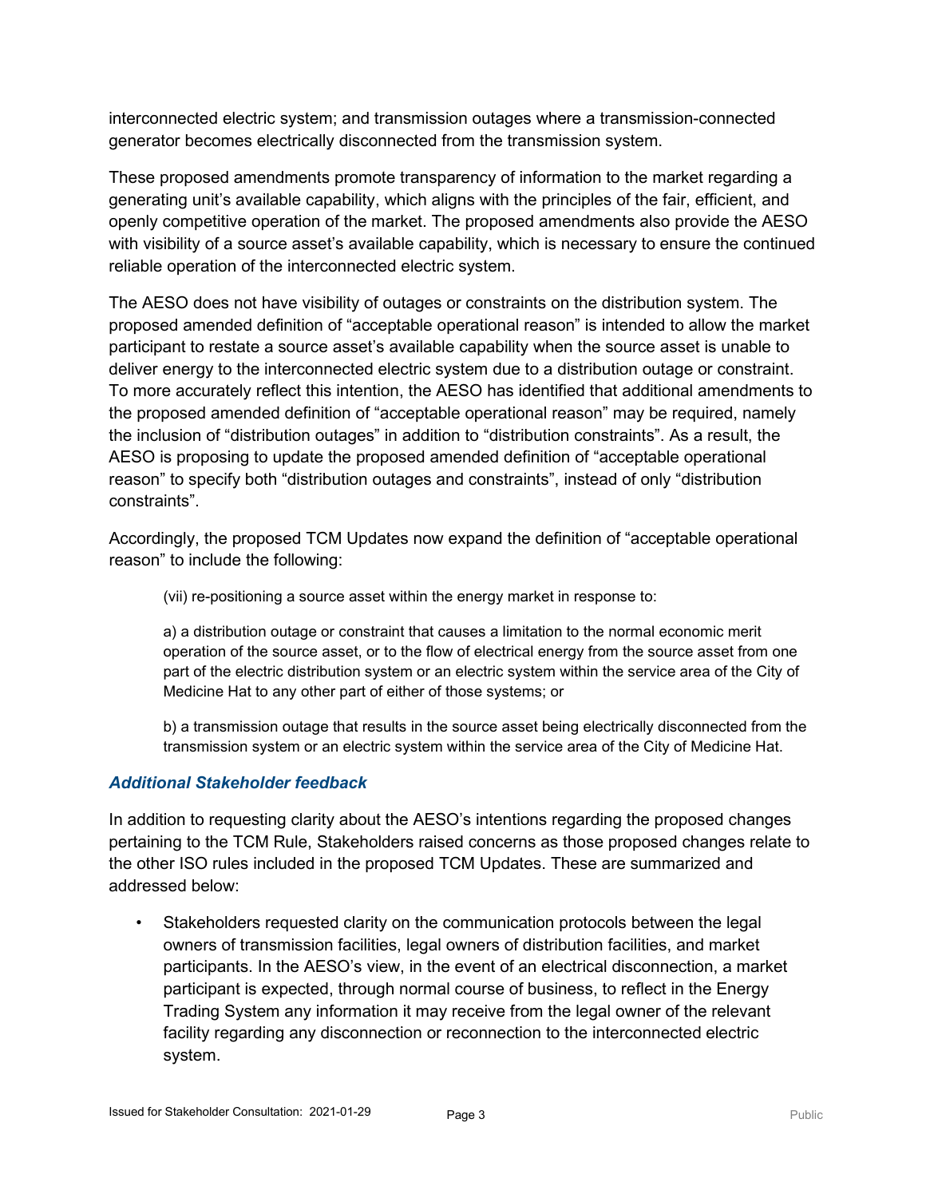interconnected electric system; and transmission outages where a transmission-connected generator becomes electrically disconnected from the transmission system.

These proposed amendments promote transparency of information to the market regarding a generating unit's available capability, which aligns with the principles of the fair, efficient, and openly competitive operation of the market. The proposed amendments also provide the AESO with visibility of a source asset's available capability, which is necessary to ensure the continued reliable operation of the interconnected electric system.

The AESO does not have visibility of outages or constraints on the distribution system. The proposed amended definition of "acceptable operational reason" is intended to allow the market participant to restate a source asset's available capability when the source asset is unable to deliver energy to the interconnected electric system due to a distribution outage or constraint. To more accurately reflect this intention, the AESO has identified that additional amendments to the proposed amended definition of "acceptable operational reason" may be required, namely the inclusion of "distribution outages" in addition to "distribution constraints". As a result, the AESO is proposing to update the proposed amended definition of "acceptable operational reason" to specify both "distribution outages and constraints", instead of only "distribution constraints".

Accordingly, the proposed TCM Updates now expand the definition of "acceptable operational reason" to include the following:

> (vii) re-positioning a source asset within the energy market in response to:
>
> a) a distribution outage or constraint that causes a limitation to the normal economic merit operation of the source asset, or to the flow of electrical energy from the source asset from one part of the electric distribution system or an electric system within the service area of the City of Medicine Hat to any other part of either of those systems; or
>
> b) a transmission outage that results in the source asset being electrically disconnected from the transmission system or an electric system within the service area of the City of Medicine Hat.

### *Additional Stakeholder feedback*

In addition to requesting clarity about the AESO's intentions regarding the proposed changes pertaining to the TCM Rule, Stakeholders raised concerns as those proposed changes relate to the other ISO rules included in the proposed TCM Updates. These are summarized and addressed below:

- Stakeholders requested clarity on the communication protocols between the legal owners of transmission facilities, legal owners of distribution facilities, and market participants. In the AESO's view, in the event of an electrical disconnection, a market participant is expected, through normal course of business, to reflect in the Energy Trading System any information it may receive from the legal owner of the relevant facility regarding any disconnection or reconnection to the interconnected electric system.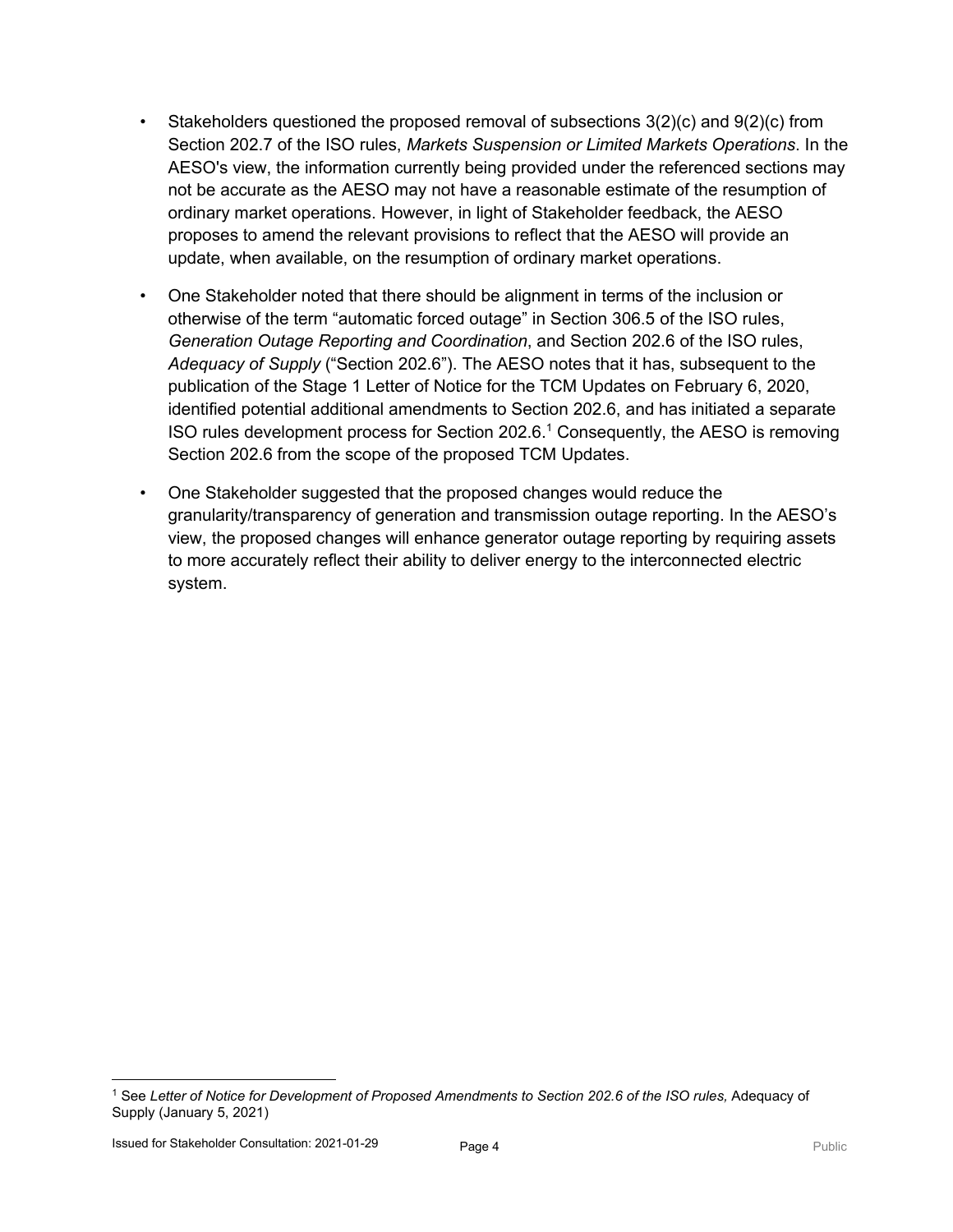- Stakeholders questioned the proposed removal of subsections 3(2)(c) and 9(2)(c) from Section 202.7 of the ISO rules, *Markets Suspension or Limited Markets Operations*. In the AESO's view, the information currently being provided under the referenced sections may not be accurate as the AESO may not have a reasonable estimate of the resumption of ordinary market operations. However, in light of Stakeholder feedback, the AESO proposes to amend the relevant provisions to reflect that the AESO will provide an update, when available, on the resumption of ordinary market operations.

- One Stakeholder noted that there should be alignment in terms of the inclusion or otherwise of the term "automatic forced outage" in Section 306.5 of the ISO rules, *Generation Outage Reporting and Coordination*, and Section 202.6 of the ISO rules, *Adequacy of Supply* ("Section 202.6"). The AESO notes that it has, subsequent to the publication of the Stage 1 Letter of Notice for the TCM Updates on February 6, 2020, identified potential additional amendments to Section 202.6, and has initiated a separate ISO rules development process for Section 202.6.[1] Consequently, the AESO is removing Section 202.6 from the scope of the proposed TCM Updates.

- One Stakeholder suggested that the proposed changes would reduce the granularity/transparency of generation and transmission outage reporting. In the AESO's view, the proposed changes will enhance generator outage reporting by requiring assets to more accurately reflect their ability to deliver energy to the interconnected electric system.

[1] See *Letter of Notice for Development of Proposed Amendments to Section 202.6 of the ISO rules,* Adequacy of Supply (January 5, 2021)